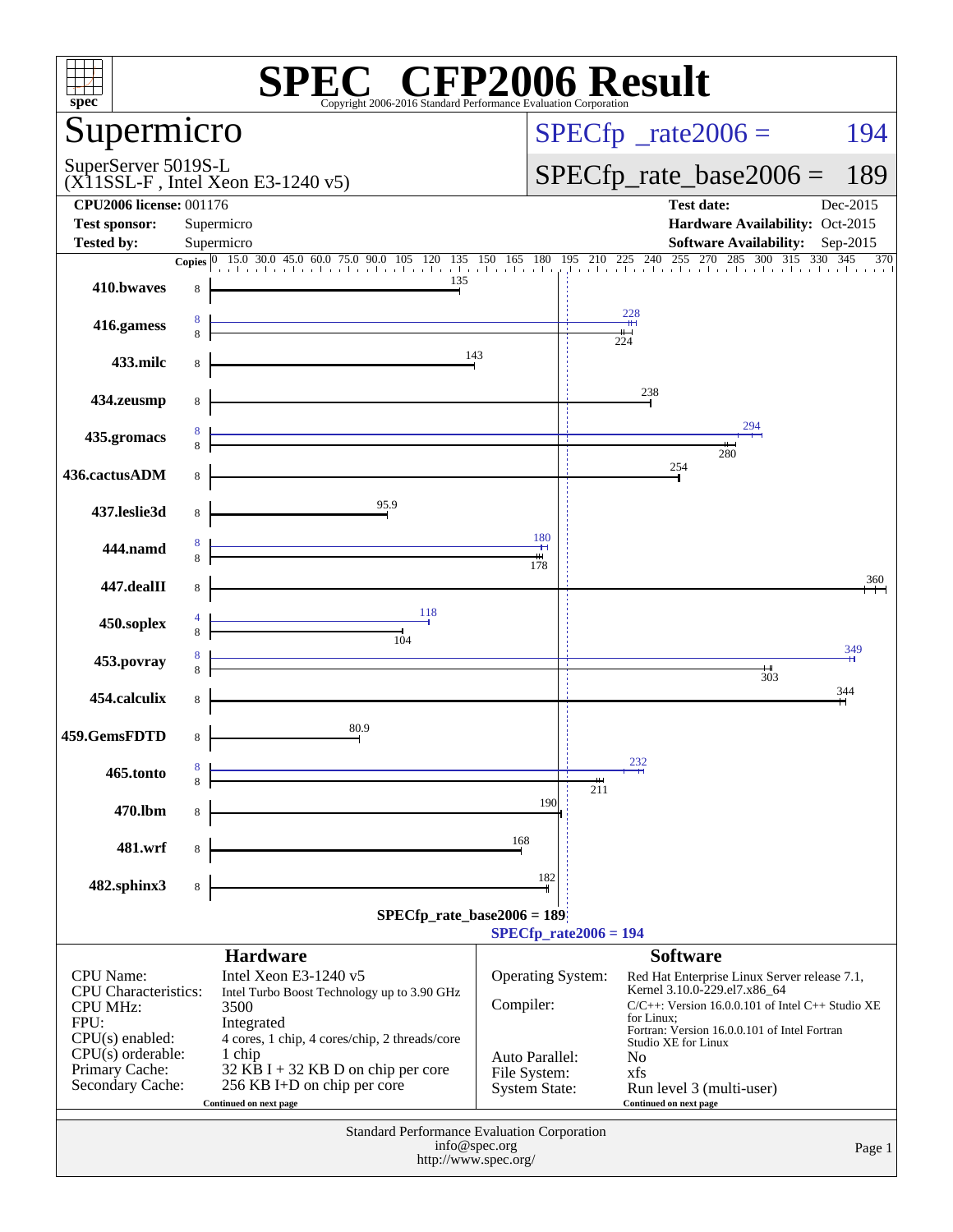# SPEC CFP2006 Result

Copyright 2006-2016 Standard Performance Evaluation Corporation

## Supermicro

SuperServer 5019S-L
(X11SSL-F , Intel Xeon E3-1240 v5)

SPECfp_rate2006 = 194

SPECfp_rate_base2006 = 189

| | | | |
|---|---|---|---|
| **CPU2006 license:** | 001176 | **Test date:** | Dec-2015 |
| **Test sponsor:** | Supermicro | **Hardware Availability:** | Oct-2015 |
| **Tested by:** | Supermicro | **Software Availability:** | Sep-2015 |

| Benchmark | Copies (peak) | Copies (base) | Peak | Base |
|---|---|---|---|---|
| 410.bwaves | | 8 | | 135 |
| 416.gamess | 8 | 8 | 228 | 224 |
| 433.milc | | 8 | | 143 |
| 434.zeusmp | | 8 | | 238 |
| 435.gromacs | 8 | 8 | 294 | 280 |
| 436.cactusADM | | 8 | | 254 |
| 437.leslie3d | | 8 | | 95.9 |
| 444.namd | 8 | 8 | 180 | 178 |
| 447.dealII | | 8 | | 360 |
| 450.soplex | 4 | 8 | 118 | 104 |
| 453.povray | 8 | 8 | 349 | 303 |
| 454.calculix | | 8 | | 344 |
| 459.GemsFDTD | | 8 | | 80.9 |
| 465.tonto | 8 | 8 | 232 | 211 |
| 470.lbm | | 8 | | 190 |
| 481.wrf | | 8 | | 168 |
| 482.sphinx3 | | 8 | | 182 |

SPECfp_rate_base2006 = 189

SPECfp_rate2006 = 194

## Hardware

| | |
|---|---|
| CPU Name: | Intel Xeon E3-1240 v5 |
| CPU Characteristics: | Intel Turbo Boost Technology up to 3.90 GHz |
| CPU MHz: | 3500 |
| FPU: | Integrated |
| CPU(s) enabled: | 4 cores, 1 chip, 4 cores/chip, 2 threads/core |
| CPU(s) orderable: | 1 chip |
| Primary Cache: | 32 KB I + 32 KB D on chip per core |
| Secondary Cache: | 256 KB I+D on chip per core |

Continued on next page

## Software

| | |
|---|---|
| Operating System: | Red Hat Enterprise Linux Server release 7.1, Kernel 3.10.0-229.el7.x86_64 |
| Compiler: | C/C++: Version 16.0.0.101 of Intel C++ Studio XE for Linux; Fortran: Version 16.0.0.101 of Intel Fortran Studio XE for Linux |
| Auto Parallel: | No |
| File System: | xfs |
| System State: | Run level 3 (multi-user) |

Continued on next page

Standard Performance Evaluation Corporation
info@spec.org
http://www.spec.org/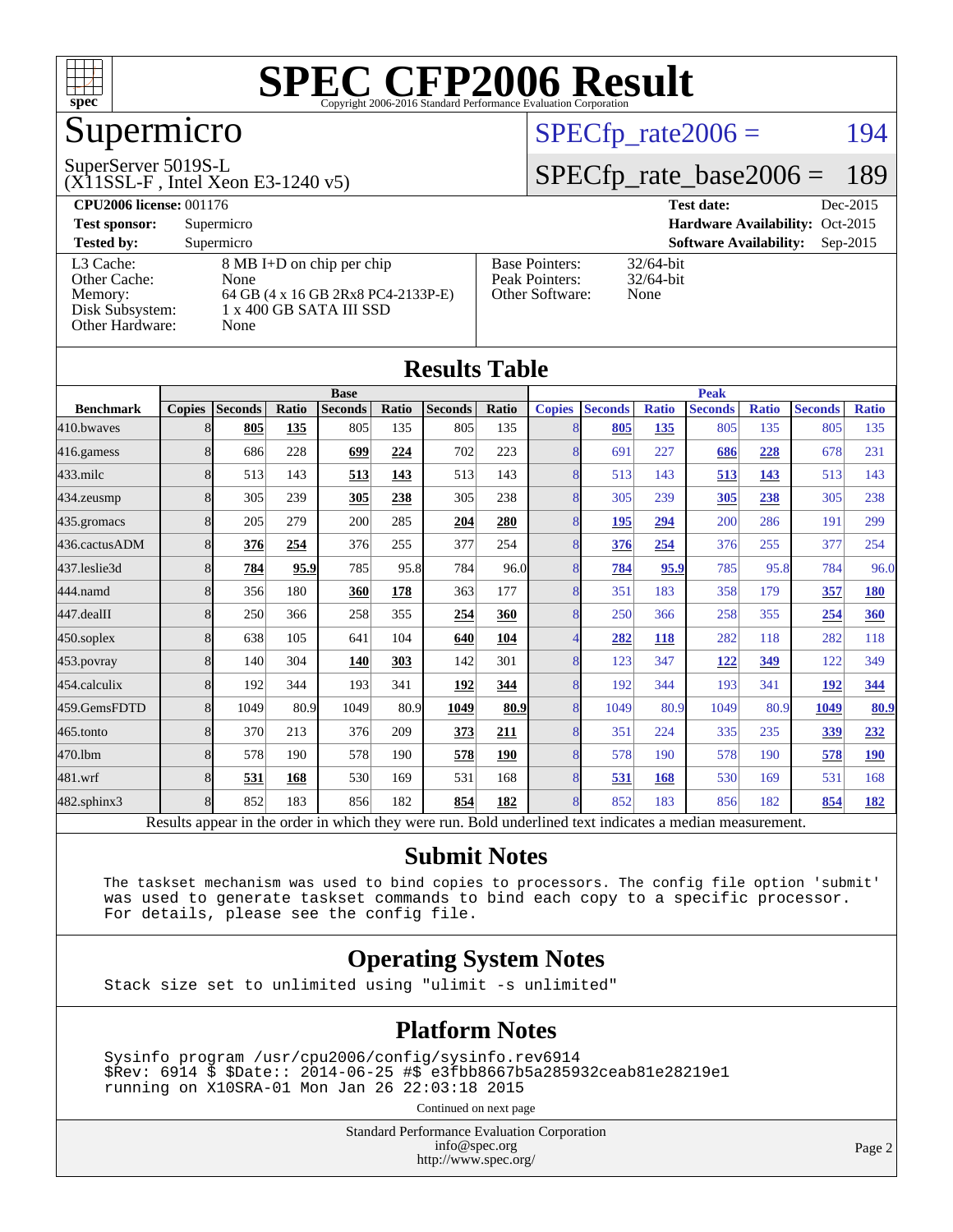# SPEC CFP2006 Result

Copyright 2006-2016 Standard Performance Evaluation Corporation

## Supermicro

SuperServer 5019S-L
(X11SSL-F , Intel Xeon E3-1240 v5)

SPECfp_rate2006 = 194

SPECfp_rate_base2006 = 189

**CPU2006 license:** 001176
**Test sponsor:** Supermicro
**Tested by:** Supermicro

**Test date:** Dec-2015
**Hardware Availability:** Oct-2015
**Software Availability:** Sep-2015

| | |
|---|---|
| L3 Cache: | 8 MB I+D on chip per chip |
| Other Cache: | None |
| Memory: | 64 GB (4 x 16 GB 2Rx8 PC4-2133P-E) |
| Disk Subsystem: | 1 x 400 GB SATA III SSD |
| Other Hardware: | None |

| | |
|---|---|
| Base Pointers: | 32/64-bit |
| Peak Pointers: | 32/64-bit |
| Other Software: | None |

## Results Table

| | Base | | | | | | | | Peak | | | | | | |
|---|---|---|---|---|---|---|---|---|---|---|---|---|---|---|---|
| **Benchmark** | **Copies** | **Seconds** | **Ratio** | **Seconds** | **Ratio** | **Seconds** | **Ratio** | **Copies** | **Seconds** | **Ratio** | **Seconds** | **Ratio** | **Seconds** | **Ratio** |
| 410.bwaves | 8 | **805** | **135** | 805 | 135 | 805 | 135 | 8 | **805** | **135** | 805 | 135 | 805 | 135 |
| 416.gamess | 8 | 686 | 228 | **699** | **224** | 702 | 223 | 8 | 691 | 227 | **686** | **228** | 678 | 231 |
| 433.milc | 8 | 513 | 143 | **513** | **143** | 513 | 143 | 8 | 513 | 143 | **513** | **143** | 513 | 143 |
| 434.zeusmp | 8 | 305 | 239 | **305** | **238** | 305 | 238 | 8 | 305 | 239 | **305** | **238** | 305 | 238 |
| 435.gromacs | 8 | 205 | 279 | 200 | 285 | **204** | **280** | 8 | **195** | **294** | 200 | 286 | 191 | 299 |
| 436.cactusADM | 8 | **376** | **254** | 376 | 255 | 377 | 254 | 8 | **376** | **254** | 376 | 255 | 377 | 254 |
| 437.leslie3d | 8 | **784** | **95.9** | 785 | 95.8 | 784 | 96.0 | 8 | **784** | **95.9** | 785 | 95.8 | 784 | 96.0 |
| 444.namd | 8 | 356 | 180 | **360** | **178** | 363 | 177 | 8 | 351 | 183 | 358 | 179 | **357** | **180** |
| 447.dealII | 8 | 250 | 366 | 258 | 355 | **254** | **360** | 8 | 250 | 366 | 258 | 355 | **254** | **360** |
| 450.soplex | 8 | 638 | 105 | 641 | 104 | **640** | **104** | 4 | **282** | **118** | 282 | 118 | 282 | 118 |
| 453.povray | 8 | 140 | 304 | **140** | **303** | 142 | 301 | 8 | 123 | 347 | **122** | **349** | 122 | 349 |
| 454.calculix | 8 | 192 | 344 | 193 | 341 | **192** | **344** | 8 | 192 | 344 | 193 | 341 | **192** | **344** |
| 459.GemsFDTD | 8 | 1049 | 80.9 | 1049 | 80.9 | **1049** | **80.9** | 8 | 1049 | 80.9 | 1049 | 80.9 | **1049** | **80.9** |
| 465.tonto | 8 | 370 | 213 | 376 | 209 | **373** | **211** | 8 | 351 | 224 | 335 | 235 | **339** | **232** |
| 470.lbm | 8 | 578 | 190 | 578 | 190 | **578** | **190** | 8 | 578 | 190 | 578 | 190 | **578** | **190** |
| 481.wrf | 8 | **531** | **168** | 530 | 169 | 531 | 168 | 8 | **531** | **168** | 530 | 169 | 531 | 168 |
| 482.sphinx3 | 8 | 852 | 183 | 856 | 182 | **854** | **182** | 8 | 852 | 183 | 856 | 182 | **854** | **182** |

Results appear in the order in which they were run. Bold underlined text indicates a median measurement.

## Submit Notes

```
The taskset mechanism was used to bind copies to processors. The config file option 'submit'
was used to generate taskset commands to bind each copy to a specific processor.
For details, please see the config file.
```

## Operating System Notes

```
Stack size set to unlimited using "ulimit -s unlimited"
```

## Platform Notes

```
Sysinfo program /usr/cpu2006/config/sysinfo.rev6914
$Rev: 6914 $ $Date:: 2014-06-25 #$ e3fbb8667b5a285932ceab81e28219e1
running on X10SRA-01 Mon Jan 26 22:03:18 2015
```

Continued on next page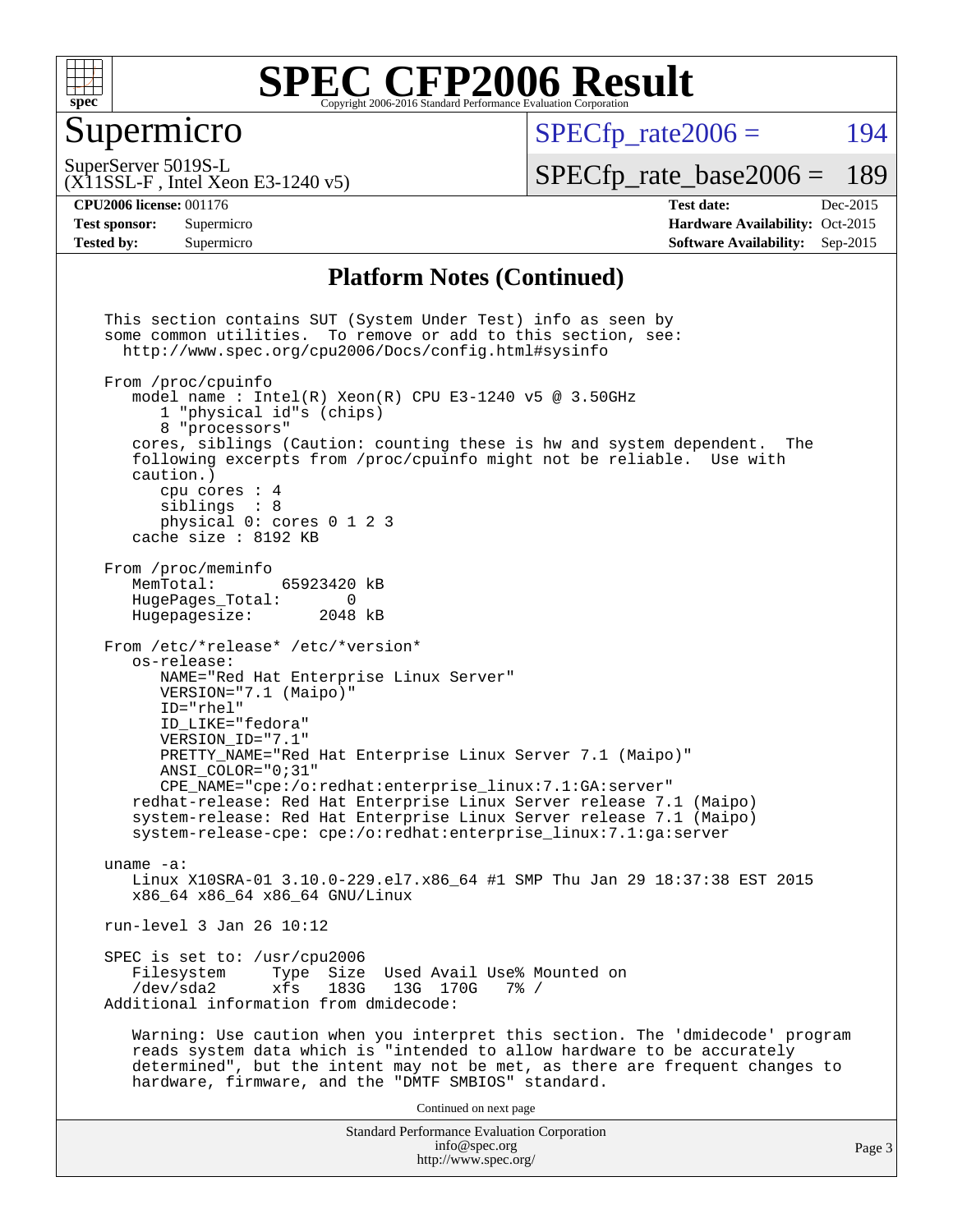# SPEC CFP2006 Result

## Supermicro

SuperServer 5019S-L
(X11SSL-F , Intel Xeon E3-1240 v5)

SPECfp_rate2006 = 194

SPECfp_rate_base2006 = 189

**CPU2006 license:** 001176
**Test sponsor:** Supermicro
**Tested by:** Supermicro

**Test date:** Dec-2015
**Hardware Availability:** Oct-2015
**Software Availability:** Sep-2015

### Platform Notes (Continued)

```
This section contains SUT (System Under Test) info as seen by
some common utilities.  To remove or add to this section, see:
  http://www.spec.org/cpu2006/Docs/config.html#sysinfo

From /proc/cpuinfo
   model name : Intel(R) Xeon(R) CPU E3-1240 v5 @ 3.50GHz
      1 "physical id"s (chips)
      8 "processors"
   cores, siblings (Caution: counting these is hw and system dependent.  The
   following excerpts from /proc/cpuinfo might not be reliable.  Use with
   caution.)
      cpu cores : 4
      siblings  : 8
      physical 0: cores 0 1 2 3
   cache size : 8192 KB

From /proc/meminfo
   MemTotal:       65923420 kB
   HugePages_Total:       0
   Hugepagesize:       2048 kB

From /etc/*release* /etc/*version*
   os-release:
      NAME="Red Hat Enterprise Linux Server"
      VERSION="7.1 (Maipo)"
      ID="rhel"
      ID_LIKE="fedora"
      VERSION_ID="7.1"
      PRETTY_NAME="Red Hat Enterprise Linux Server 7.1 (Maipo)"
      ANSI_COLOR="0;31"
      CPE_NAME="cpe:/o:redhat:enterprise_linux:7.1:GA:server"
   redhat-release: Red Hat Enterprise Linux Server release 7.1 (Maipo)
   system-release: Red Hat Enterprise Linux Server release 7.1 (Maipo)
   system-release-cpe: cpe:/o:redhat:enterprise_linux:7.1:ga:server

uname -a:
   Linux X10SRA-01 3.10.0-229.el7.x86_64 #1 SMP Thu Jan 29 18:37:38 EST 2015
   x86_64 x86_64 x86_64 GNU/Linux

run-level 3 Jan 26 10:12

SPEC is set to: /usr/cpu2006
   Filesystem     Type  Size  Used Avail Use% Mounted on
   /dev/sda2      xfs   183G   13G  170G   7% /
Additional information from dmidecode:

   Warning: Use caution when you interpret this section. The 'dmidecode' program
   reads system data which is "intended to allow hardware to be accurately
   determined", but the intent may not be met, as there are frequent changes to
   hardware, firmware, and the "DMTF SMBIOS" standard.
```

Continued on next page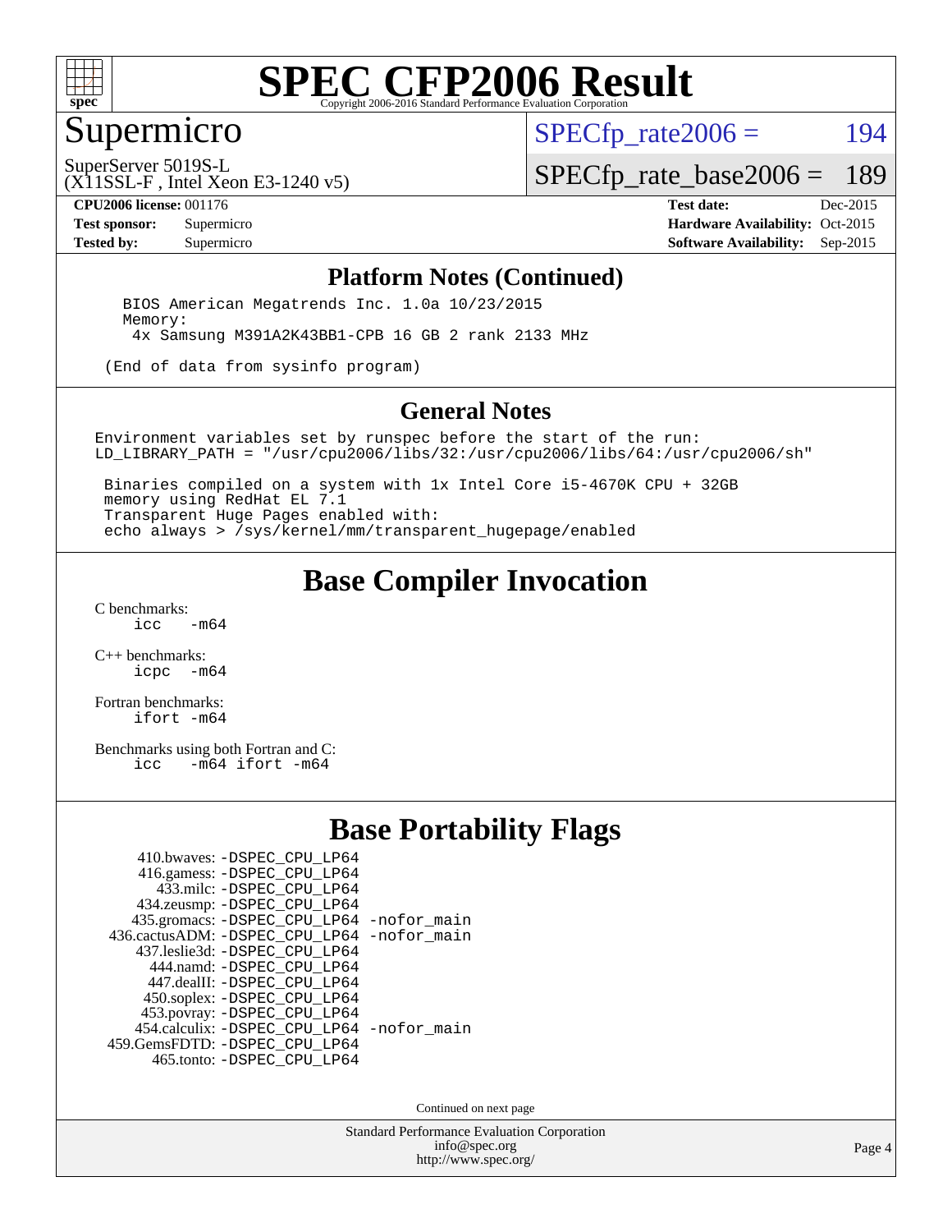# SPEC CFP2006 Result

Copyright 2006-2016 Standard Performance Evaluation Corporation

## Supermicro

SuperServer 5019S-L
(X11SSL-F , Intel Xeon E3-1240 v5)

SPECfp_rate2006 = 194

SPECfp_rate_base2006 = 189

**CPU2006 license:** 001176
**Test sponsor:** Supermicro
**Tested by:** Supermicro

**Test date:** Dec-2015
**Hardware Availability:** Oct-2015
**Software Availability:** Sep-2015

## Platform Notes (Continued)

```
   BIOS American Megatrends Inc. 1.0a 10/23/2015
   Memory:
    4x Samsung M391A2K43BB1-CPB 16 GB 2 rank 2133 MHz

  (End of data from sysinfo program)
```

## General Notes

```
Environment variables set by runspec before the start of the run:
LD_LIBRARY_PATH = "/usr/cpu2006/libs/32:/usr/cpu2006/libs/64:/usr/cpu2006/sh"

 Binaries compiled on a system with 1x Intel Core i5-4670K CPU + 32GB
 memory using RedHat EL 7.1
 Transparent Huge Pages enabled with:
 echo always > /sys/kernel/mm/transparent_hugepage/enabled
```

## Base Compiler Invocation

C benchmarks:
```
icc   -m64
```

C++ benchmarks:
```
icpc  -m64
```

Fortran benchmarks:
```
ifort -m64
```

Benchmarks using both Fortran and C:
```
icc   -m64 ifort -m64
```

## Base Portability Flags

```
    410.bwaves: -DSPEC_CPU_LP64
    416.gamess: -DSPEC_CPU_LP64
      433.milc: -DSPEC_CPU_LP64
    434.zeusmp: -DSPEC_CPU_LP64
   435.gromacs: -DSPEC_CPU_LP64 -nofor_main
 436.cactusADM: -DSPEC_CPU_LP64 -nofor_main
   437.leslie3d: -DSPEC_CPU_LP64
     444.namd: -DSPEC_CPU_LP64
    447.dealII: -DSPEC_CPU_LP64
    450.soplex: -DSPEC_CPU_LP64
    453.povray: -DSPEC_CPU_LP64
  454.calculix: -DSPEC_CPU_LP64 -nofor_main
 459.GemsFDTD: -DSPEC_CPU_LP64
     465.tonto: -DSPEC_CPU_LP64
```

Continued on next page

Standard Performance Evaluation Corporation
info@spec.org
http://www.spec.org/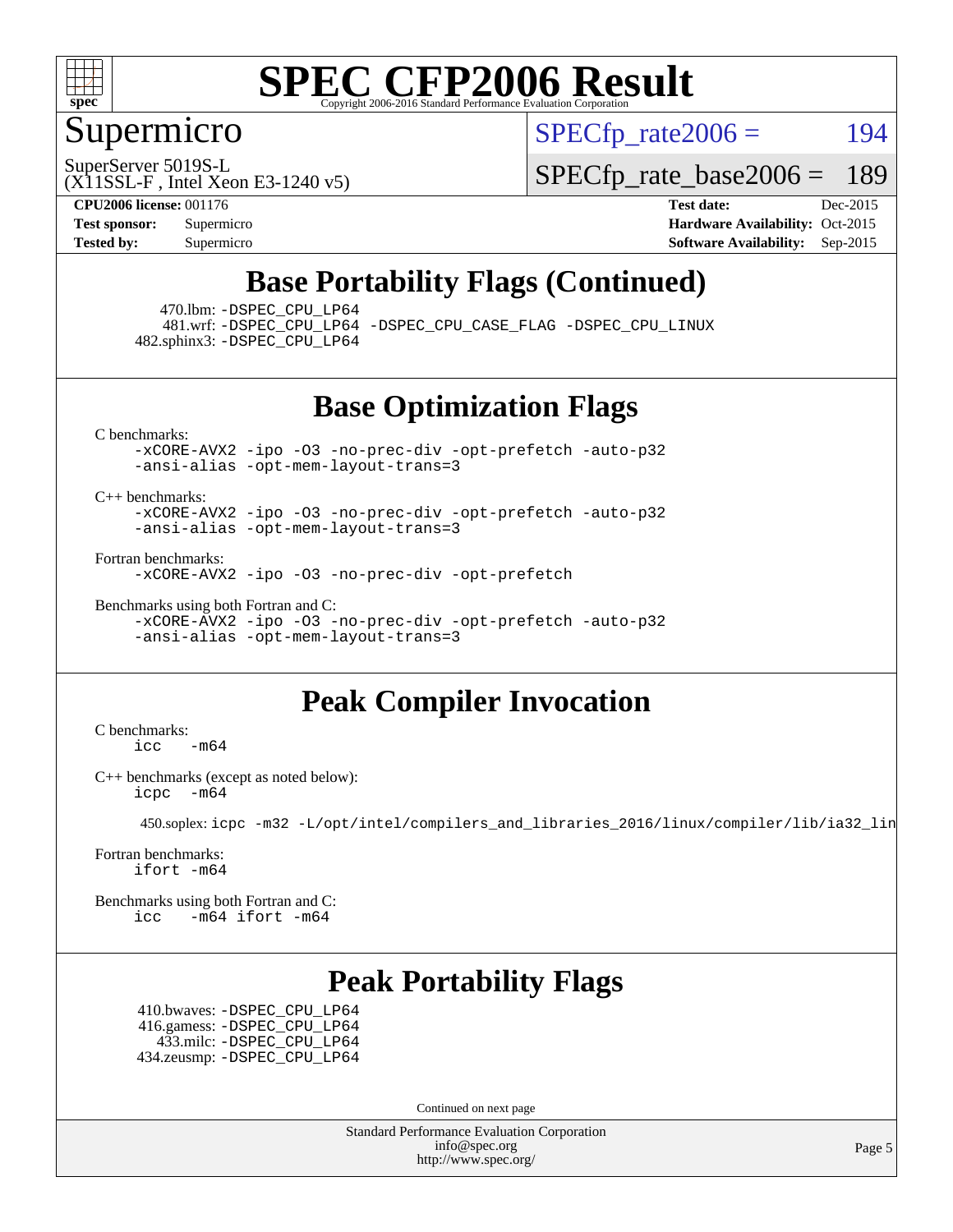Supermicro

SuperServer 5019S-L
(X11SSL-F , Intel Xeon E3-1240 v5)

SPECfp_rate2006 = 194

SPECfp_rate_base2006 = 189

**CPU2006 license:** 001176
**Test sponsor:** Supermicro
**Tested by:** Supermicro

**Test date:** Dec-2015
**Hardware Availability:** Oct-2015
**Software Availability:** Sep-2015

## Base Portability Flags (Continued)

470.lbm: -DSPEC_CPU_LP64
481.wrf: -DSPEC_CPU_LP64 -DSPEC_CPU_CASE_FLAG -DSPEC_CPU_LINUX
482.sphinx3: -DSPEC_CPU_LP64

## Base Optimization Flags

C benchmarks:
-xCORE-AVX2 -ipo -O3 -no-prec-div -opt-prefetch -auto-p32
-ansi-alias -opt-mem-layout-trans=3

C++ benchmarks:
-xCORE-AVX2 -ipo -O3 -no-prec-div -opt-prefetch -auto-p32
-ansi-alias -opt-mem-layout-trans=3

Fortran benchmarks:
-xCORE-AVX2 -ipo -O3 -no-prec-div -opt-prefetch

Benchmarks using both Fortran and C:
-xCORE-AVX2 -ipo -O3 -no-prec-div -opt-prefetch -auto-p32
-ansi-alias -opt-mem-layout-trans=3

## Peak Compiler Invocation

C benchmarks:
icc -m64

C++ benchmarks (except as noted below):
icpc -m64

450.soplex: icpc -m32 -L/opt/intel/compilers_and_libraries_2016/linux/compiler/lib/ia32_lin

Fortran benchmarks:
ifort -m64

Benchmarks using both Fortran and C:
icc -m64 ifort -m64

## Peak Portability Flags

410.bwaves: -DSPEC_CPU_LP64
416.gamess: -DSPEC_CPU_LP64
433.milc: -DSPEC_CPU_LP64
434.zeusmp: -DSPEC_CPU_LP64

Continued on next page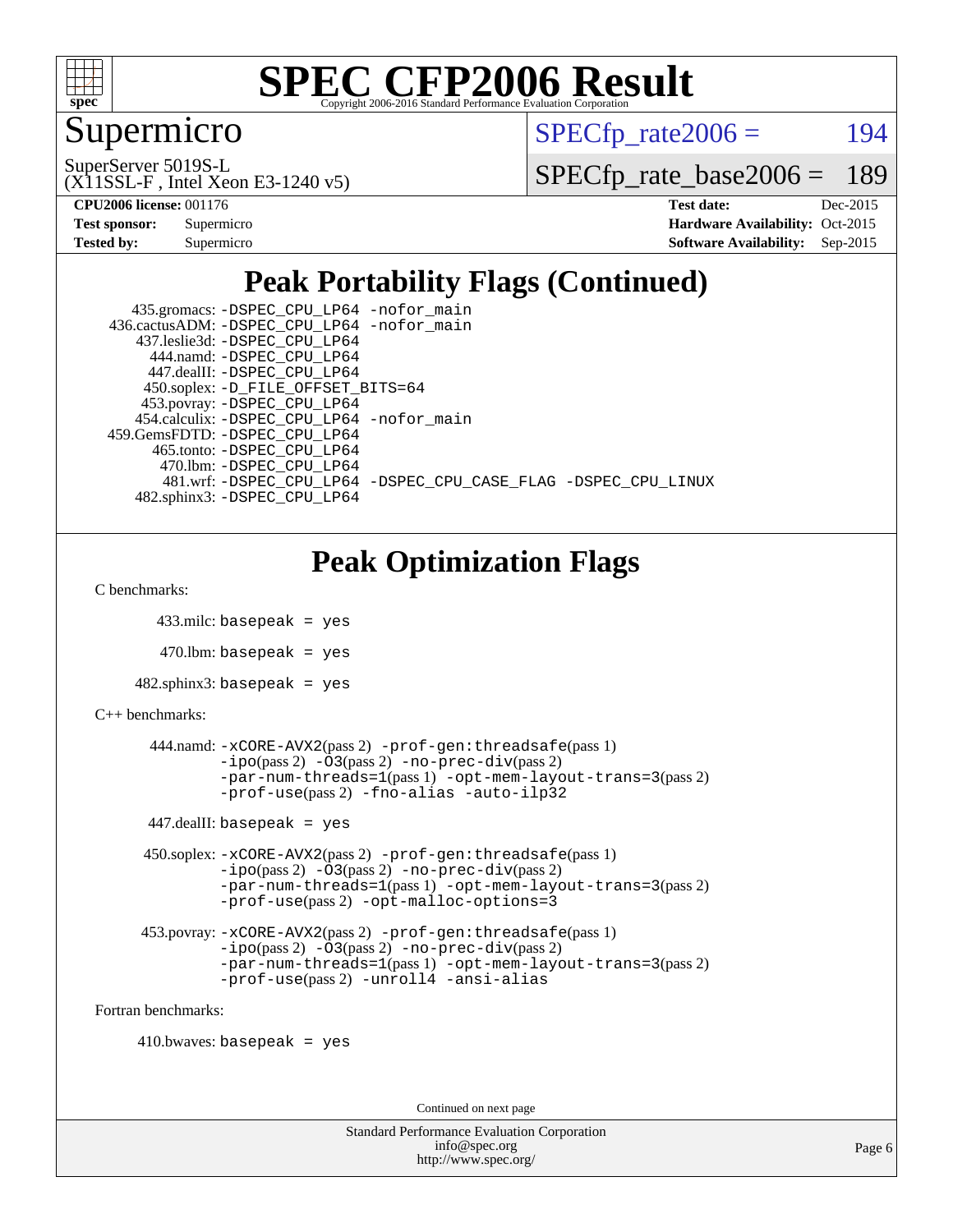# Supermicro

SuperServer 5019S-L
(X11SSL-F , Intel Xeon E3-1240 v5)

SPECfp_rate2006 = 194

SPECfp_rate_base2006 = 189

**CPU2006 license:** 001176
**Test sponsor:** Supermicro
**Tested by:** Supermicro

**Test date:** Dec-2015
**Hardware Availability:** Oct-2015
**Software Availability:** Sep-2015

## Peak Portability Flags (Continued)

```
     435.gromacs: -DSPEC_CPU_LP64 -nofor_main
  436.cactusADM: -DSPEC_CPU_LP64 -nofor_main
     437.leslie3d: -DSPEC_CPU_LP64
        444.namd: -DSPEC_CPU_LP64
       447.dealII: -DSPEC_CPU_LP64
      450.soplex: -D_FILE_OFFSET_BITS=64
      453.povray: -DSPEC_CPU_LP64
     454.calculix: -DSPEC_CPU_LP64 -nofor_main
  459.GemsFDTD: -DSPEC_CPU_LP64
        465.tonto: -DSPEC_CPU_LP64
          470.lbm: -DSPEC_CPU_LP64
          481.wrf: -DSPEC_CPU_LP64 -DSPEC_CPU_CASE_FLAG -DSPEC_CPU_LINUX
     482.sphinx3: -DSPEC_CPU_LP64
```

## Peak Optimization Flags

C benchmarks:

433.milc: basepeak = yes

470.lbm: basepeak = yes

482.sphinx3: basepeak = yes

C++ benchmarks:

444.namd: -xCORE-AVX2(pass 2) -prof-gen:threadsafe(pass 1) -ipo(pass 2) -O3(pass 2) -no-prec-div(pass 2) -par-num-threads=1(pass 1) -opt-mem-layout-trans=3(pass 2) -prof-use(pass 2) -fno-alias -auto-ilp32

447.dealII: basepeak = yes

450.soplex: -xCORE-AVX2(pass 2) -prof-gen:threadsafe(pass 1) -ipo(pass 2) -O3(pass 2) -no-prec-div(pass 2) -par-num-threads=1(pass 1) -opt-mem-layout-trans=3(pass 2) -prof-use(pass 2) -opt-malloc-options=3

453.povray: -xCORE-AVX2(pass 2) -prof-gen:threadsafe(pass 1) -ipo(pass 2) -O3(pass 2) -no-prec-div(pass 2) -par-num-threads=1(pass 1) -opt-mem-layout-trans=3(pass 2) -prof-use(pass 2) -unroll4 -ansi-alias

Fortran benchmarks:

410.bwaves: basepeak = yes

Continued on next page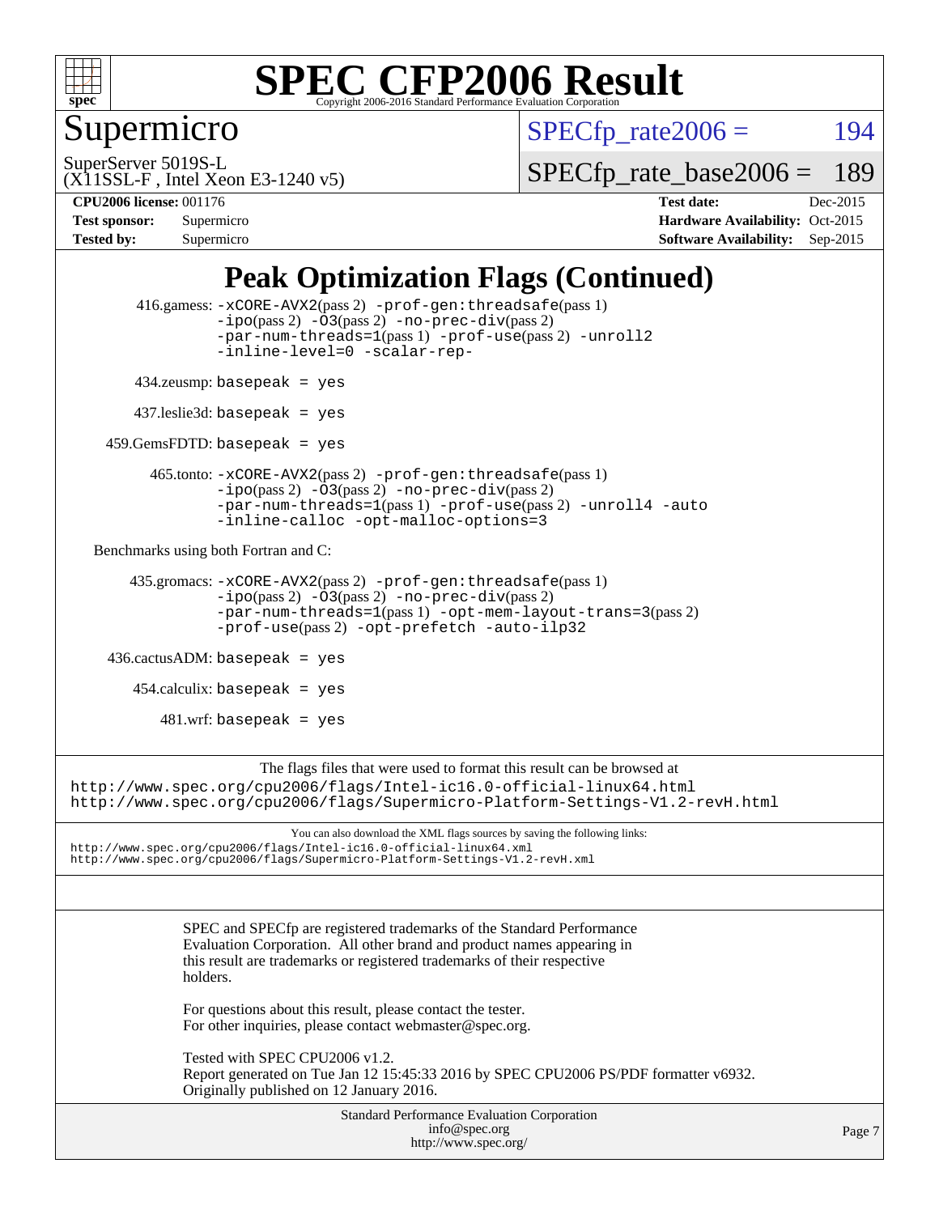# SPEC CFP2006 Result

Copyright 2006-2016 Standard Performance Evaluation Corporation

**Supermicro**

SuperServer 5019S-L
(X11SSL-F , Intel Xeon E3-1240 v5)

SPECfp_rate2006 = 194

SPECfp_rate_base2006 = 189

| | | | |
|---|---|---|---|
| **CPU2006 license:** | 001176 | **Test date:** | Dec-2015 |
| **Test sponsor:** | Supermicro | **Hardware Availability:** | Oct-2015 |
| **Tested by:** | Supermicro | **Software Availability:** | Sep-2015 |

## Peak Optimization Flags (Continued)

416.gamess: -xCORE-AVX2(pass 2) -prof-gen:threadsafe(pass 1) -ipo(pass 2) -O3(pass 2) -no-prec-div(pass 2) -par-num-threads=1(pass 1) -prof-use(pass 2) -unroll2 -inline-level=0 -scalar-rep-

434.zeusmp: basepeak = yes

437.leslie3d: basepeak = yes

459.GemsFDTD: basepeak = yes

465.tonto: -xCORE-AVX2(pass 2) -prof-gen:threadsafe(pass 1) -ipo(pass 2) -O3(pass 2) -no-prec-div(pass 2) -par-num-threads=1(pass 1) -prof-use(pass 2) -unroll4 -auto -inline-calloc -opt-malloc-options=3

Benchmarks using both Fortran and C:

435.gromacs: -xCORE-AVX2(pass 2) -prof-gen:threadsafe(pass 1) -ipo(pass 2) -O3(pass 2) -no-prec-div(pass 2) -par-num-threads=1(pass 1) -opt-mem-layout-trans=3(pass 2) -prof-use(pass 2) -opt-prefetch -auto-ilp32

436.cactusADM: basepeak = yes

454.calculix: basepeak = yes

481.wrf: basepeak = yes

The flags files that were used to format this result can be browsed at
http://www.spec.org/cpu2006/flags/Intel-ic16.0-official-linux64.html
http://www.spec.org/cpu2006/flags/Supermicro-Platform-Settings-V1.2-revH.html

You can also download the XML flags sources by saving the following links:
http://www.spec.org/cpu2006/flags/Intel-ic16.0-official-linux64.xml
http://www.spec.org/cpu2006/flags/Supermicro-Platform-Settings-V1.2-revH.xml

SPEC and SPECfp are registered trademarks of the Standard Performance Evaluation Corporation. All other brand and product names appearing in this result are trademarks or registered trademarks of their respective holders.

For questions about this result, please contact the tester.
For other inquiries, please contact webmaster@spec.org.

Tested with SPEC CPU2006 v1.2.
Report generated on Tue Jan 12 15:45:33 2016 by SPEC CPU2006 PS/PDF formatter v6932.
Originally published on 12 January 2016.

Standard Performance Evaluation Corporation
info@spec.org
http://www.spec.org/